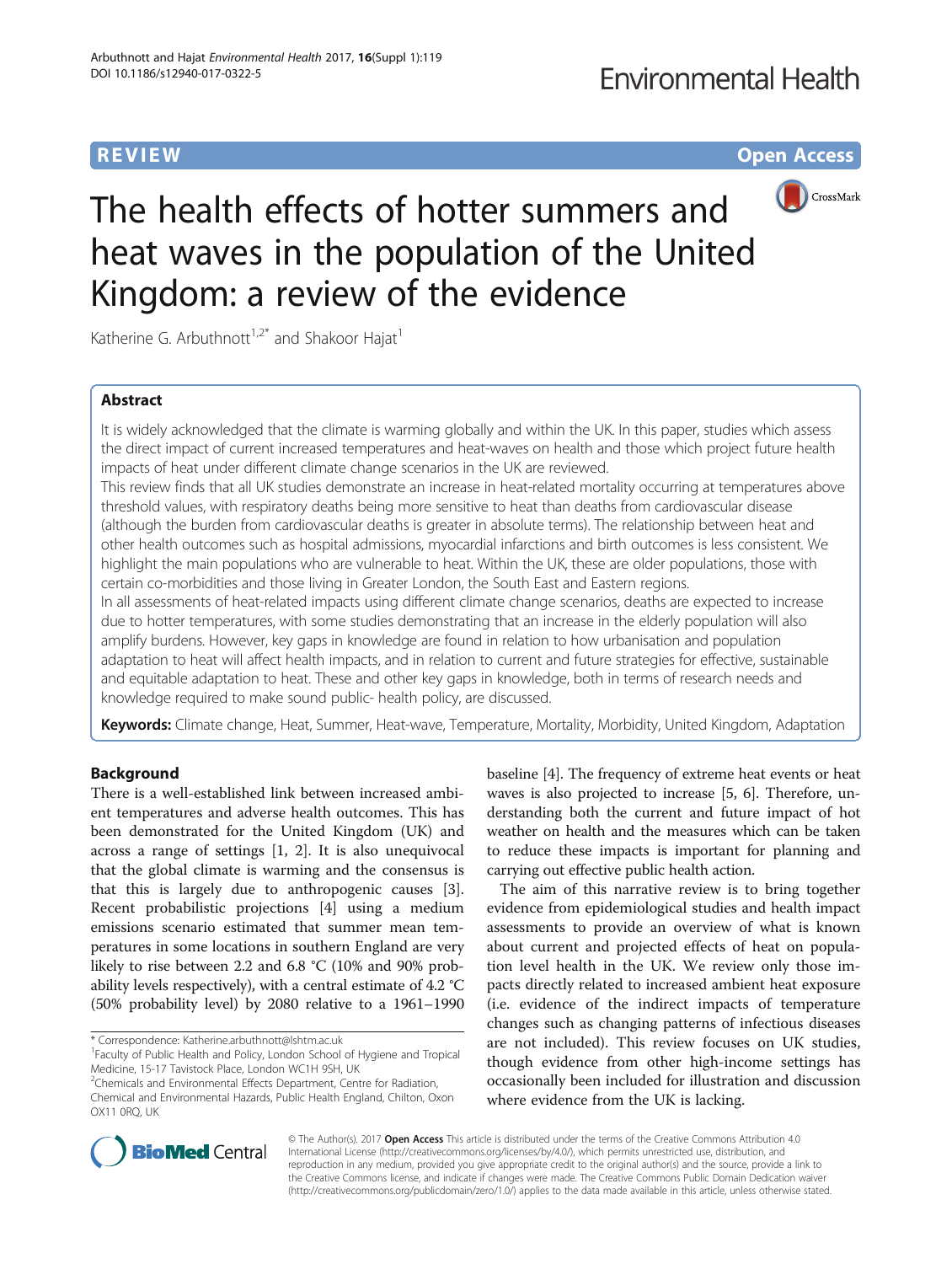REVIEW Open Access

# The health effects of hotter summers and heat waves in the population of the United Kingdom: a review of the evidence

Katherine G. Arbuthnott[1,2*] and Shakoor Hajat[1]

## Abstract

It is widely acknowledged that the climate is warming globally and within the UK. In this paper, studies which assess the direct impact of current increased temperatures and heat-waves on health and those which project future health impacts of heat under different climate change scenarios in the UK are reviewed.

This review finds that all UK studies demonstrate an increase in heat-related mortality occurring at temperatures above threshold values, with respiratory deaths being more sensitive to heat than deaths from cardiovascular disease (although the burden from cardiovascular deaths is greater in absolute terms). The relationship between heat and other health outcomes such as hospital admissions, myocardial infarctions and birth outcomes is less consistent. We highlight the main populations who are vulnerable to heat. Within the UK, these are older populations, those with certain co-morbidities and those living in Greater London, the South East and Eastern regions.

In all assessments of heat-related impacts using different climate change scenarios, deaths are expected to increase due to hotter temperatures, with some studies demonstrating that an increase in the elderly population will also amplify burdens. However, key gaps in knowledge are found in relation to how urbanisation and population adaptation to heat will affect health impacts, and in relation to current and future strategies for effective, sustainable and equitable adaptation to heat. These and other key gaps in knowledge, both in terms of research needs and knowledge required to make sound public- health policy, are discussed.

**Keywords:** Climate change, Heat, Summer, Heat-wave, Temperature, Mortality, Morbidity, United Kingdom, Adaptation

## Background

There is a well-established link between increased ambient temperatures and adverse health outcomes. This has been demonstrated for the United Kingdom (UK) and across a range of settings [1, 2]. It is also unequivocal that the global climate is warming and the consensus is that this is largely due to anthropogenic causes [3]. Recent probabilistic projections [4] using a medium emissions scenario estimated that summer mean temperatures in some locations in southern England are very likely to rise between 2.2 and 6.8 °C (10% and 90% probability levels respectively), with a central estimate of 4.2 °C (50% probability level) by 2080 relative to a 1961–1990 baseline [4]. The frequency of extreme heat events or heat waves is also projected to increase [5, 6]. Therefore, understanding both the current and future impact of hot weather on health and the measures which can be taken to reduce these impacts is important for planning and carrying out effective public health action.

The aim of this narrative review is to bring together evidence from epidemiological studies and health impact assessments to provide an overview of what is known about current and projected effects of heat on population level health in the UK. We review only those impacts directly related to increased ambient heat exposure (i.e. evidence of the indirect impacts of temperature changes such as changing patterns of infectious diseases are not included). This review focuses on UK studies, though evidence from other high-income settings has occasionally been included for illustration and discussion where evidence from the UK is lacking.

\* Correspondence: Katherine.arbuthnott@lshtm.ac.uk

[1] Faculty of Public Health and Policy, London School of Hygiene and Tropical Medicine, 15-17 Tavistock Place, London WC1H 9SH, UK

[2] Chemicals and Environmental Effects Department, Centre for Radiation, Chemical and Environmental Hazards, Public Health England, Chilton, Oxon OX11 0RQ, UK

© The Author(s). 2017 **Open Access** This article is distributed under the terms of the Creative Commons Attribution 4.0 International License (http://creativecommons.org/licenses/by/4.0/), which permits unrestricted use, distribution, and reproduction in any medium, provided you give appropriate credit to the original author(s) and the source, provide a link to the Creative Commons license, and indicate if changes were made. The Creative Commons Public Domain Dedication waiver (http://creativecommons.org/publicdomain/zero/1.0/) applies to the data made available in this article, unless otherwise stated.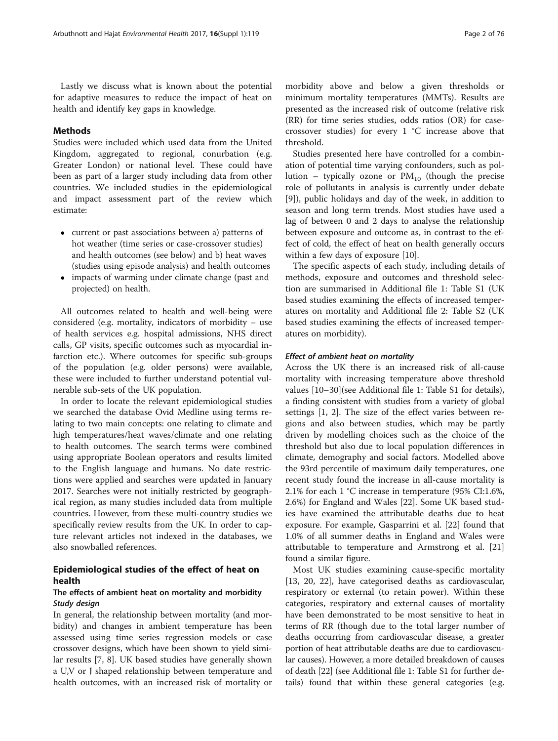Lastly we discuss what is known about the potential for adaptive measures to reduce the impact of heat on health and identify key gaps in knowledge.

## Methods

Studies were included which used data from the United Kingdom, aggregated to regional, conurbation (e.g. Greater London) or national level. These could have been as part of a larger study including data from other countries. We included studies in the epidemiological and impact assessment part of the review which estimate:

- current or past associations between a) patterns of hot weather (time series or case-crossover studies) and health outcomes (see below) and b) heat waves (studies using episode analysis) and health outcomes
- impacts of warming under climate change (past and projected) on health.

All outcomes related to health and well-being were considered (e.g. mortality, indicators of morbidity – use of health services e.g. hospital admissions, NHS direct calls, GP visits, specific outcomes such as myocardial infarction etc.). Where outcomes for specific sub-groups of the population (e.g. older persons) were available, these were included to further understand potential vulnerable sub-sets of the UK population.

In order to locate the relevant epidemiological studies we searched the database Ovid Medline using terms relating to two main concepts: one relating to climate and high temperatures/heat waves/climate and one relating to health outcomes. The search terms were combined using appropriate Boolean operators and results limited to the English language and humans. No date restrictions were applied and searches were updated in January 2017. Searches were not initially restricted by geographical region, as many studies included data from multiple countries. However, from these multi-country studies we specifically review results from the UK. In order to capture relevant articles not indexed in the databases, we also snowballed references.

## Epidemiological studies of the effect of heat on health

### The effects of ambient heat on mortality and morbidity

#### *Study design*

In general, the relationship between mortality (and morbidity) and changes in ambient temperature has been assessed using time series regression models or case crossover designs, which have been shown to yield similar results [7, 8]. UK based studies have generally shown a U,V or J shaped relationship between temperature and health outcomes, with an increased risk of mortality or morbidity above and below a given thresholds or minimum mortality temperatures (MMTs). Results are presented as the increased risk of outcome (relative risk (RR) for time series studies, odds ratios (OR) for case-crossover studies) for every 1 °C increase above that threshold.

Studies presented here have controlled for a combination of potential time varying confounders, such as pollution – typically ozone or $PM_{10}$ (though the precise role of pollutants in analysis is currently under debate [9]), public holidays and day of the week, in addition to season and long term trends. Most studies have used a lag of between 0 and 2 days to analyse the relationship between exposure and outcome as, in contrast to the effect of cold, the effect of heat on health generally occurs within a few days of exposure [10].

The specific aspects of each study, including details of methods, exposure and outcomes and threshold selection are summarised in Additional file 1: Table S1 (UK based studies examining the effects of increased temperatures on mortality and Additional file 2: Table S2 (UK based studies examining the effects of increased temperatures on morbidity).

#### *Effect of ambient heat on mortality*

Across the UK there is an increased risk of all-cause mortality with increasing temperature above threshold values [10–30](see Additional file 1: Table S1 for details), a finding consistent with studies from a variety of global settings [1, 2]. The size of the effect varies between regions and also between studies, which may be partly driven by modelling choices such as the choice of the threshold but also due to local population differences in climate, demography and social factors. Modelled above the 93rd percentile of maximum daily temperatures, one recent study found the increase in all-cause mortality is 2.1% for each 1 °C increase in temperature (95% CI:1.6%, 2.6%) for England and Wales [22]. Some UK based studies have examined the attributable deaths due to heat exposure. For example, Gasparrini et al. [22] found that 1.0% of all summer deaths in England and Wales were attributable to temperature and Armstrong et al. [21] found a similar figure.

Most UK studies examining cause-specific mortality [13, 20, 22], have categorised deaths as cardiovascular, respiratory or external (to retain power). Within these categories, respiratory and external causes of mortality have been demonstrated to be most sensitive to heat in terms of RR (though due to the total larger number of deaths occurring from cardiovascular disease, a greater portion of heat attributable deaths are due to cardiovascular causes). However, a more detailed breakdown of causes of death [22] (see Additional file 1: Table S1 for further details) found that within these general categories (e.g.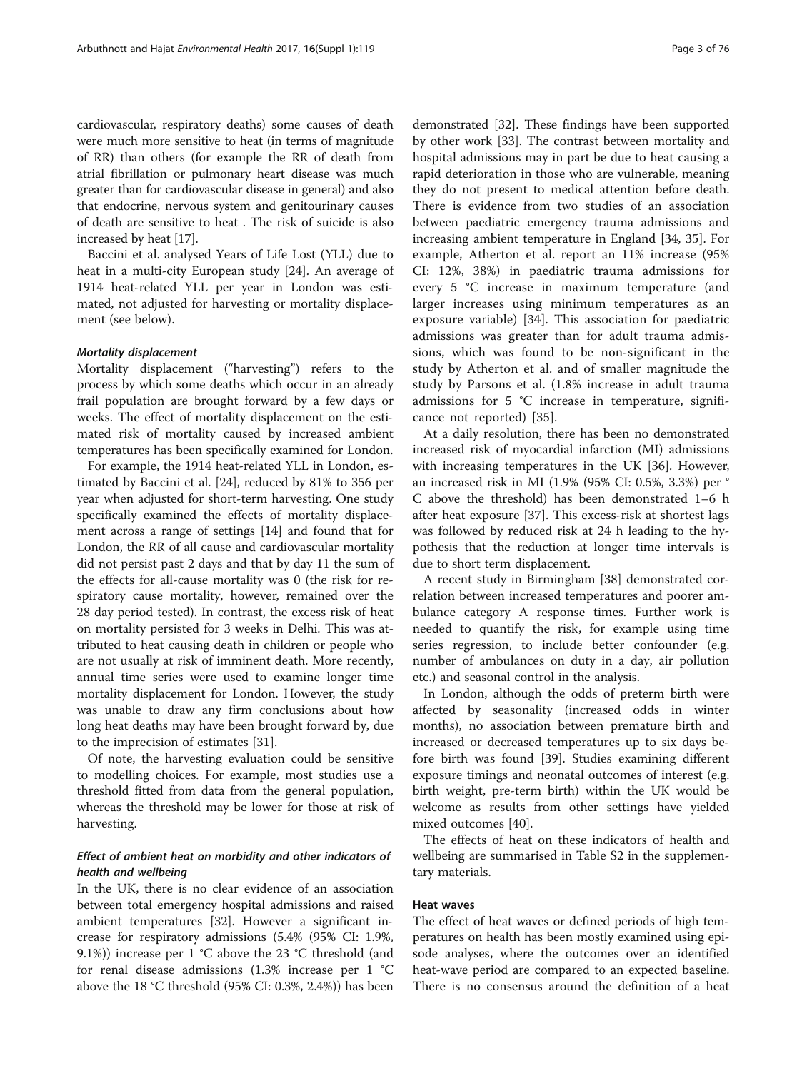cardiovascular, respiratory deaths) some causes of death were much more sensitive to heat (in terms of magnitude of RR) than others (for example the RR of death from atrial fibrillation or pulmonary heart disease was much greater than for cardiovascular disease in general) and also that endocrine, nervous system and genitourinary causes of death are sensitive to heat . The risk of suicide is also increased by heat [17].

Baccini et al. analysed Years of Life Lost (YLL) due to heat in a multi-city European study [24]. An average of 1914 heat-related YLL per year in London was estimated, not adjusted for harvesting or mortality displacement (see below).

#### *Mortality displacement*

Mortality displacement ("harvesting") refers to the process by which some deaths which occur in an already frail population are brought forward by a few days or weeks. The effect of mortality displacement on the estimated risk of mortality caused by increased ambient temperatures has been specifically examined for London.

For example, the 1914 heat-related YLL in London, estimated by Baccini et al. [24], reduced by 81% to 356 per year when adjusted for short-term harvesting. One study specifically examined the effects of mortality displacement across a range of settings [14] and found that for London, the RR of all cause and cardiovascular mortality did not persist past 2 days and that by day 11 the sum of the effects for all-cause mortality was 0 (the risk for respiratory cause mortality, however, remained over the 28 day period tested). In contrast, the excess risk of heat on mortality persisted for 3 weeks in Delhi. This was attributed to heat causing death in children or people who are not usually at risk of imminent death. More recently, annual time series were used to examine longer time mortality displacement for London. However, the study was unable to draw any firm conclusions about how long heat deaths may have been brought forward by, due to the imprecision of estimates [31].

Of note, the harvesting evaluation could be sensitive to modelling choices. For example, most studies use a threshold fitted from data from the general population, whereas the threshold may be lower for those at risk of harvesting.

### *Effect of ambient heat on morbidity and other indicators of health and wellbeing*

In the UK, there is no clear evidence of an association between total emergency hospital admissions and raised ambient temperatures [32]. However a significant increase for respiratory admissions (5.4% (95% CI: 1.9%, 9.1%)) increase per 1 °C above the 23 °C threshold (and for renal disease admissions (1.3% increase per 1 °C above the 18 °C threshold (95% CI: 0.3%, 2.4%)) has been demonstrated [32]. These findings have been supported by other work [33]. The contrast between mortality and hospital admissions may in part be due to heat causing a rapid deterioration in those who are vulnerable, meaning they do not present to medical attention before death. There is evidence from two studies of an association between paediatric emergency trauma admissions and increasing ambient temperature in England [34, 35]. For example, Atherton et al. report an 11% increase (95% CI: 12%, 38%) in paediatric trauma admissions for every 5 °C increase in maximum temperature (and larger increases using minimum temperatures as an exposure variable) [34]. This association for paediatric admissions was greater than for adult trauma admissions, which was found to be non-significant in the study by Atherton et al. and of smaller magnitude the study by Parsons et al. (1.8% increase in adult trauma admissions for 5 °C increase in temperature, significance not reported) [35].

At a daily resolution, there has been no demonstrated increased risk of myocardial infarction (MI) admissions with increasing temperatures in the UK [36]. However, an increased risk in MI (1.9% (95% CI: 0.5%, 3.3%) per ° C above the threshold) has been demonstrated 1–6 h after heat exposure [37]. This excess-risk at shortest lags was followed by reduced risk at 24 h leading to the hypothesis that the reduction at longer time intervals is due to short term displacement.

A recent study in Birmingham [38] demonstrated correlation between increased temperatures and poorer ambulance category A response times. Further work is needed to quantify the risk, for example using time series regression, to include better confounder (e.g. number of ambulances on duty in a day, air pollution etc.) and seasonal control in the analysis.

In London, although the odds of preterm birth were affected by seasonality (increased odds in winter months), no association between premature birth and increased or decreased temperatures up to six days before birth was found [39]. Studies examining different exposure timings and neonatal outcomes of interest (e.g. birth weight, pre-term birth) within the UK would be welcome as results from other settings have yielded mixed outcomes [40].

The effects of heat on these indicators of health and wellbeing are summarised in Table S2 in the supplementary materials.

#### Heat waves

The effect of heat waves or defined periods of high temperatures on health has been mostly examined using episode analyses, where the outcomes over an identified heat-wave period are compared to an expected baseline. There is no consensus around the definition of a heat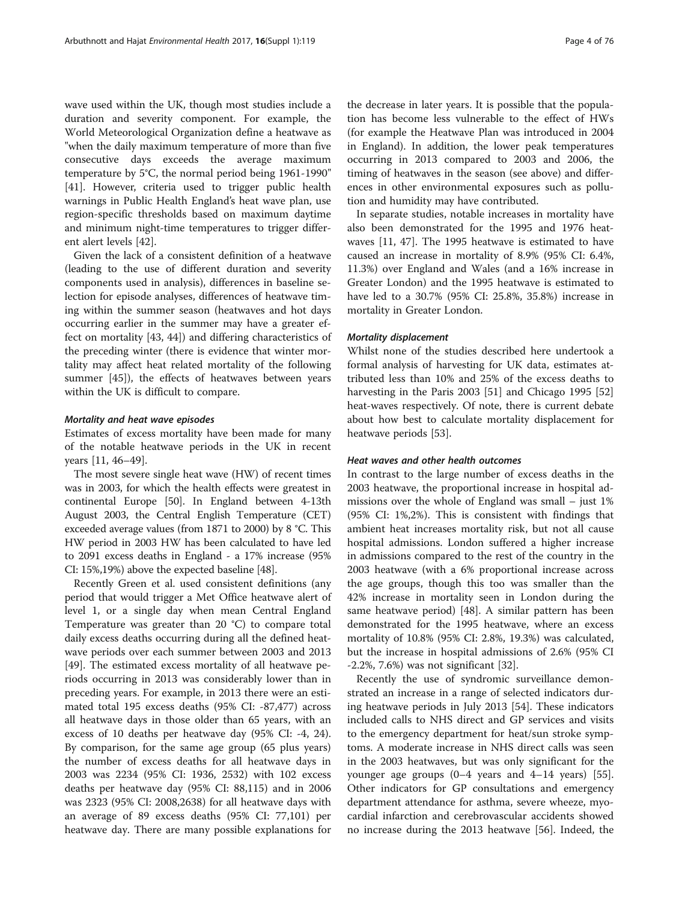wave used within the UK, though most studies include a duration and severity component. For example, the World Meteorological Organization define a heatwave as "when the daily maximum temperature of more than five consecutive days exceeds the average maximum temperature by 5°C, the normal period being 1961-1990" [41]. However, criteria used to trigger public health warnings in Public Health England's heat wave plan, use region-specific thresholds based on maximum daytime and minimum night-time temperatures to trigger different alert levels [42].

Given the lack of a consistent definition of a heatwave (leading to the use of different duration and severity components used in analysis), differences in baseline selection for episode analyses, differences of heatwave timing within the summer season (heatwaves and hot days occurring earlier in the summer may have a greater effect on mortality [43, 44]) and differing characteristics of the preceding winter (there is evidence that winter mortality may affect heat related mortality of the following summer [45]), the effects of heatwaves between years within the UK is difficult to compare.

#### *Mortality and heat wave episodes*

Estimates of excess mortality have been made for many of the notable heatwave periods in the UK in recent years [11, 46–49].

The most severe single heat wave (HW) of recent times was in 2003, for which the health effects were greatest in continental Europe [50]. In England between 4-13th August 2003, the Central English Temperature (CET) exceeded average values (from 1871 to 2000) by 8 °C. This HW period in 2003 HW has been calculated to have led to 2091 excess deaths in England - a 17% increase (95% CI: 15%,19%) above the expected baseline [48].

Recently Green et al. used consistent definitions (any period that would trigger a Met Office heatwave alert of level 1, or a single day when mean Central England Temperature was greater than 20 °C) to compare total daily excess deaths occurring during all the defined heatwave periods over each summer between 2003 and 2013 [49]. The estimated excess mortality of all heatwave periods occurring in 2013 was considerably lower than in preceding years. For example, in 2013 there were an estimated total 195 excess deaths (95% CI: -87,477) across all heatwave days in those older than 65 years, with an excess of 10 deaths per heatwave day (95% CI: -4, 24). By comparison, for the same age group (65 plus years) the number of excess deaths for all heatwave days in 2003 was 2234 (95% CI: 1936, 2532) with 102 excess deaths per heatwave day (95% CI: 88,115) and in 2006 was 2323 (95% CI: 2008,2638) for all heatwave days with an average of 89 excess deaths (95% CI: 77,101) per heatwave day. There are many possible explanations for the decrease in later years. It is possible that the population has become less vulnerable to the effect of HWs (for example the Heatwave Plan was introduced in 2004 in England). In addition, the lower peak temperatures occurring in 2013 compared to 2003 and 2006, the timing of heatwaves in the season (see above) and differences in other environmental exposures such as pollution and humidity may have contributed.

In separate studies, notable increases in mortality have also been demonstrated for the 1995 and 1976 heatwaves [11, 47]. The 1995 heatwave is estimated to have caused an increase in mortality of 8.9% (95% CI: 6.4%, 11.3%) over England and Wales (and a 16% increase in Greater London) and the 1995 heatwave is estimated to have led to a 30.7% (95% CI: 25.8%, 35.8%) increase in mortality in Greater London.

#### *Mortality displacement*

Whilst none of the studies described here undertook a formal analysis of harvesting for UK data, estimates attributed less than 10% and 25% of the excess deaths to harvesting in the Paris 2003 [51] and Chicago 1995 [52] heat-waves respectively. Of note, there is current debate about how best to calculate mortality displacement for heatwave periods [53].

#### *Heat waves and other health outcomes*

In contrast to the large number of excess deaths in the 2003 heatwave, the proportional increase in hospital admissions over the whole of England was small – just 1% (95% CI: 1%,2%). This is consistent with findings that ambient heat increases mortality risk, but not all cause hospital admissions. London suffered a higher increase in admissions compared to the rest of the country in the 2003 heatwave (with a 6% proportional increase across the age groups, though this too was smaller than the 42% increase in mortality seen in London during the same heatwave period) [48]. A similar pattern has been demonstrated for the 1995 heatwave, where an excess mortality of 10.8% (95% CI: 2.8%, 19.3%) was calculated, but the increase in hospital admissions of 2.6% (95% CI -2.2%, 7.6%) was not significant [32].

Recently the use of syndromic surveillance demonstrated an increase in a range of selected indicators during heatwave periods in July 2013 [54]. These indicators included calls to NHS direct and GP services and visits to the emergency department for heat/sun stroke symptoms. A moderate increase in NHS direct calls was seen in the 2003 heatwaves, but was only significant for the younger age groups (0–4 years and 4–14 years) [55]. Other indicators for GP consultations and emergency department attendance for asthma, severe wheeze, myocardial infarction and cerebrovascular accidents showed no increase during the 2013 heatwave [56]. Indeed, the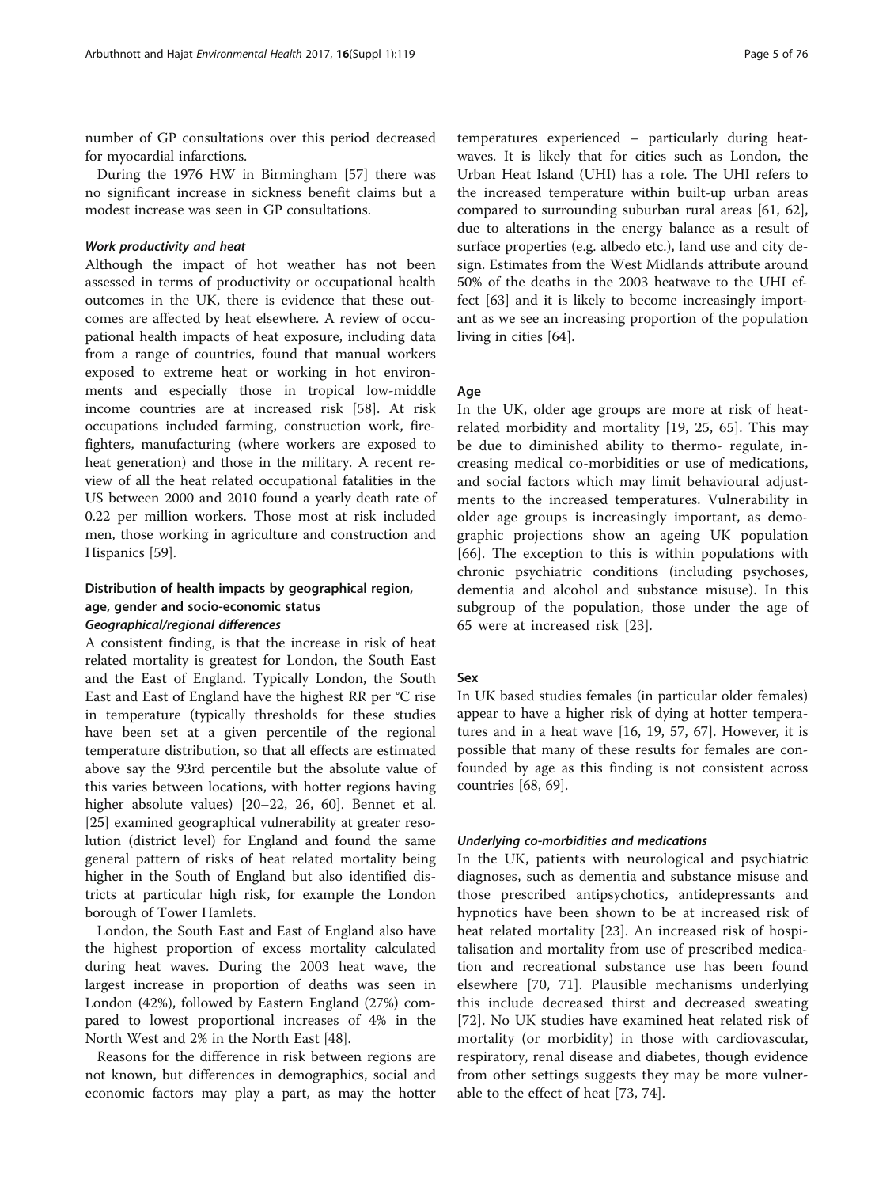number of GP consultations over this period decreased for myocardial infarctions.

During the 1976 HW in Birmingham [57] there was no significant increase in sickness benefit claims but a modest increase was seen in GP consultations.

#### *Work productivity and heat*

Although the impact of hot weather has not been assessed in terms of productivity or occupational health outcomes in the UK, there is evidence that these outcomes are affected by heat elsewhere. A review of occupational health impacts of heat exposure, including data from a range of countries, found that manual workers exposed to extreme heat or working in hot environments and especially those in tropical low-middle income countries are at increased risk [58]. At risk occupations included farming, construction work, firefighters, manufacturing (where workers are exposed to heat generation) and those in the military. A recent review of all the heat related occupational fatalities in the US between 2000 and 2010 found a yearly death rate of 0.22 per million workers. Those most at risk included men, those working in agriculture and construction and Hispanics [59].

### Distribution of health impacts by geographical region, age, gender and socio-economic status

#### *Geographical/regional differences*

A consistent finding, is that the increase in risk of heat related mortality is greatest for London, the South East and the East of England. Typically London, the South East and East of England have the highest RR per °C rise in temperature (typically thresholds for these studies have been set at a given percentile of the regional temperature distribution, so that all effects are estimated above say the 93rd percentile but the absolute value of this varies between locations, with hotter regions having higher absolute values) [20–22, 26, 60]. Bennet et al. [25] examined geographical vulnerability at greater resolution (district level) for England and found the same general pattern of risks of heat related mortality being higher in the South of England but also identified districts at particular high risk, for example the London borough of Tower Hamlets.

London, the South East and East of England also have the highest proportion of excess mortality calculated during heat waves. During the 2003 heat wave, the largest increase in proportion of deaths was seen in London (42%), followed by Eastern England (27%) compared to lowest proportional increases of 4% in the North West and 2% in the North East [48].

Reasons for the difference in risk between regions are not known, but differences in demographics, social and economic factors may play a part, as may the hotter temperatures experienced – particularly during heatwaves. It is likely that for cities such as London, the Urban Heat Island (UHI) has a role. The UHI refers to the increased temperature within built-up urban areas compared to surrounding suburban rural areas [61, 62], due to alterations in the energy balance as a result of surface properties (e.g. albedo etc.), land use and city design. Estimates from the West Midlands attribute around 50% of the deaths in the 2003 heatwave to the UHI effect [63] and it is likely to become increasingly important as we see an increasing proportion of the population living in cities [64].

#### Age

In the UK, older age groups are more at risk of heat-related morbidity and mortality [19, 25, 65]. This may be due to diminished ability to thermo- regulate, increasing medical co-morbidities or use of medications, and social factors which may limit behavioural adjustments to the increased temperatures. Vulnerability in older age groups is increasingly important, as demographic projections show an ageing UK population [66]. The exception to this is within populations with chronic psychiatric conditions (including psychoses, dementia and alcohol and substance misuse). In this subgroup of the population, those under the age of 65 were at increased risk [23].

#### Sex

In UK based studies females (in particular older females) appear to have a higher risk of dying at hotter temperatures and in a heat wave [16, 19, 57, 67]. However, it is possible that many of these results for females are confounded by age as this finding is not consistent across countries [68, 69].

#### *Underlying co-morbidities and medications*

In the UK, patients with neurological and psychiatric diagnoses, such as dementia and substance misuse and those prescribed antipsychotics, antidepressants and hypnotics have been shown to be at increased risk of heat related mortality [23]. An increased risk of hospitalisation and mortality from use of prescribed medication and recreational substance use has been found elsewhere [70, 71]. Plausible mechanisms underlying this include decreased thirst and decreased sweating [72]. No UK studies have examined heat related risk of mortality (or morbidity) in those with cardiovascular, respiratory, renal disease and diabetes, though evidence from other settings suggests they may be more vulnerable to the effect of heat [73, 74].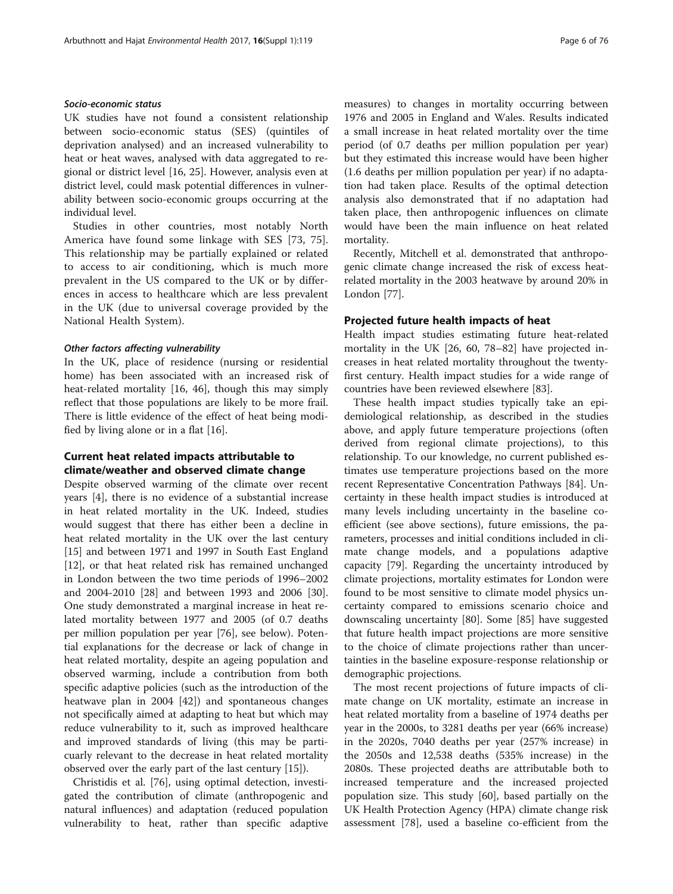#### *Socio-economic status*

UK studies have not found a consistent relationship between socio-economic status (SES) (quintiles of deprivation analysed) and an increased vulnerability to heat or heat waves, analysed with data aggregated to regional or district level [16, 25]. However, analysis even at district level, could mask potential differences in vulnerability between socio-economic groups occurring at the individual level.

Studies in other countries, most notably North America have found some linkage with SES [73, 75]. This relationship may be partially explained or related to access to air conditioning, which is much more prevalent in the US compared to the UK or by differences in access to healthcare which are less prevalent in the UK (due to universal coverage provided by the National Health System).

#### *Other factors affecting vulnerability*

In the UK, place of residence (nursing or residential home) has been associated with an increased risk of heat-related mortality [16, 46], though this may simply reflect that those populations are likely to be more frail. There is little evidence of the effect of heat being modified by living alone or in a flat [16].

### Current heat related impacts attributable to climate/weather and observed climate change

Despite observed warming of the climate over recent years [4], there is no evidence of a substantial increase in heat related mortality in the UK. Indeed, studies would suggest that there has either been a decline in heat related mortality in the UK over the last century [15] and between 1971 and 1997 in South East England [12], or that heat related risk has remained unchanged in London between the two time periods of 1996–2002 and 2004-2010 [28] and between 1993 and 2006 [30]. One study demonstrated a marginal increase in heat related mortality between 1977 and 2005 (of 0.7 deaths per million population per year [76], see below). Potential explanations for the decrease or lack of change in heat related mortality, despite an ageing population and observed warming, include a contribution from both specific adaptive policies (such as the introduction of the heatwave plan in 2004 [42]) and spontaneous changes not specifically aimed at adapting to heat but which may reduce vulnerability to it, such as improved healthcare and improved standards of living (this may be particuarly relevant to the decrease in heat related mortality observed over the early part of the last century [15]).

Christidis et al. [76], using optimal detection, investigated the contribution of climate (anthropogenic and natural influences) and adaptation (reduced population vulnerability to heat, rather than specific adaptive measures) to changes in mortality occurring between 1976 and 2005 in England and Wales. Results indicated a small increase in heat related mortality over the time period (of 0.7 deaths per million population per year) but they estimated this increase would have been higher (1.6 deaths per million population per year) if no adaptation had taken place. Results of the optimal detection analysis also demonstrated that if no adaptation had taken place, then anthropogenic influences on climate would have been the main influence on heat related mortality.

Recently, Mitchell et al. demonstrated that anthropogenic climate change increased the risk of excess heat-related mortality in the 2003 heatwave by around 20% in London [77].

### Projected future health impacts of heat

Health impact studies estimating future heat-related mortality in the UK [26, 60, 78–82] have projected increases in heat related mortality throughout the twenty-first century. Health impact studies for a wide range of countries have been reviewed elsewhere [83].

These health impact studies typically take an epidemiological relationship, as described in the studies above, and apply future temperature projections (often derived from regional climate projections), to this relationship. To our knowledge, no current published estimates use temperature projections based on the more recent Representative Concentration Pathways [84]. Uncertainty in these health impact studies is introduced at many levels including uncertainty in the baseline co-efficient (see above sections), future emissions, the parameters, processes and initial conditions included in climate change models, and a populations adaptive capacity [79]. Regarding the uncertainty introduced by climate projections, mortality estimates for London were found to be most sensitive to climate model physics uncertainty compared to emissions scenario choice and downscaling uncertainty [80]. Some [85] have suggested that future health impact projections are more sensitive to the choice of climate projections rather than uncertainties in the baseline exposure-response relationship or demographic projections.

The most recent projections of future impacts of climate change on UK mortality, estimate an increase in heat related mortality from a baseline of 1974 deaths per year in the 2000s, to 3281 deaths per year (66% increase) in the 2020s, 7040 deaths per year (257% increase) in the 2050s and 12,538 deaths (535% increase) in the 2080s. These projected deaths are attributable both to increased temperature and the increased projected population size. This study [60], based partially on the UK Health Protection Agency (HPA) climate change risk assessment [78], used a baseline co-efficient from the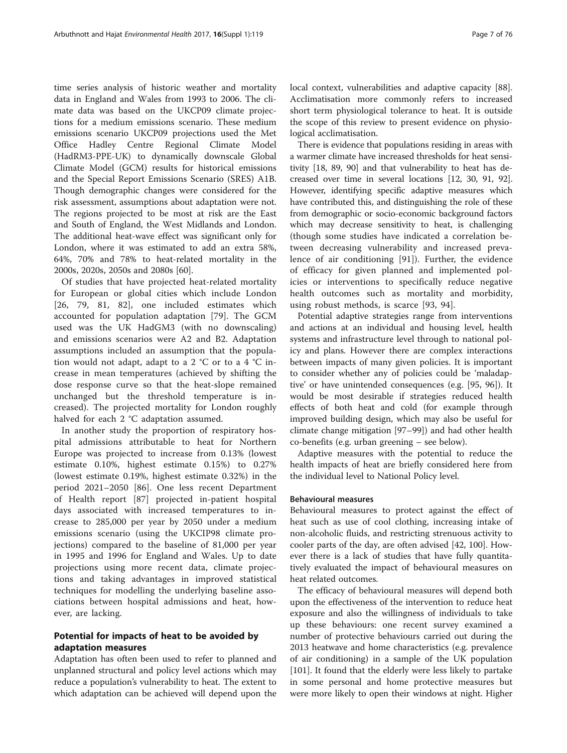time series analysis of historic weather and mortality data in England and Wales from 1993 to 2006. The climate data was based on the UKCP09 climate projections for a medium emissions scenario. These medium emissions scenario UKCP09 projections used the Met Office Hadley Centre Regional Climate Model (HadRM3-PPE-UK) to dynamically downscale Global Climate Model (GCM) results for historical emissions and the Special Report Emissions Scenario (SRES) A1B. Though demographic changes were considered for the risk assessment, assumptions about adaptation were not. The regions projected to be most at risk are the East and South of England, the West Midlands and London. The additional heat-wave effect was significant only for London, where it was estimated to add an extra 58%, 64%, 70% and 78% to heat-related mortality in the 2000s, 2020s, 2050s and 2080s [60].

Of studies that have projected heat-related mortality for European or global cities which include London [26, 79, 81, 82], one included estimates which accounted for population adaptation [79]. The GCM used was the UK HadGM3 (with no downscaling) and emissions scenarios were A2 and B2. Adaptation assumptions included an assumption that the population would not adapt, adapt to a 2 °C or to a 4 °C increase in mean temperatures (achieved by shifting the dose response curve so that the heat-slope remained unchanged but the threshold temperature is increased). The projected mortality for London roughly halved for each 2 °C adaptation assumed.

In another study the proportion of respiratory hospital admissions attributable to heat for Northern Europe was projected to increase from 0.13% (lowest estimate 0.10%, highest estimate 0.15%) to 0.27% (lowest estimate 0.19%, highest estimate 0.32%) in the period 2021–2050 [86]. One less recent Department of Health report [87] projected in-patient hospital days associated with increased temperatures to increase to 285,000 per year by 2050 under a medium emissions scenario (using the UKCIP98 climate projections) compared to the baseline of 81,000 per year in 1995 and 1996 for England and Wales. Up to date projections using more recent data, climate projections and taking advantages in improved statistical techniques for modelling the underlying baseline associations between hospital admissions and heat, however, are lacking.

## Potential for impacts of heat to be avoided by adaptation measures

Adaptation has often been used to refer to planned and unplanned structural and policy level actions which may reduce a population's vulnerability to heat. The extent to which adaptation can be achieved will depend upon the local context, vulnerabilities and adaptive capacity [88]. Acclimatisation more commonly refers to increased short term physiological tolerance to heat. It is outside the scope of this review to present evidence on physiological acclimatisation.

There is evidence that populations residing in areas with a warmer climate have increased thresholds for heat sensitivity [18, 89, 90] and that vulnerability to heat has decreased over time in several locations [12, 30, 91, 92]. However, identifying specific adaptive measures which have contributed this, and distinguishing the role of these from demographic or socio-economic background factors which may decrease sensitivity to heat, is challenging (though some studies have indicated a correlation between decreasing vulnerability and increased prevalence of air conditioning [91]). Further, the evidence of efficacy for given planned and implemented policies or interventions to specifically reduce negative health outcomes such as mortality and morbidity, using robust methods, is scarce [93, 94].

Potential adaptive strategies range from interventions and actions at an individual and housing level, health systems and infrastructure level through to national policy and plans. However there are complex interactions between impacts of many given policies. It is important to consider whether any of policies could be 'maladaptive' or have unintended consequences (e.g. [95, 96]). It would be most desirable if strategies reduced health effects of both heat and cold (for example through improved building design, which may also be useful for climate change mitigation [97–99]) and had other health co-benefits (e.g. urban greening – see below).

Adaptive measures with the potential to reduce the health impacts of heat are briefly considered here from the individual level to National Policy level.

### Behavioural measures

Behavioural measures to protect against the effect of heat such as use of cool clothing, increasing intake of non-alcoholic fluids, and restricting strenuous activity to cooler parts of the day, are often advised [42, 100]. However there is a lack of studies that have fully quantitatively evaluated the impact of behavioural measures on heat related outcomes.

The efficacy of behavioural measures will depend both upon the effectiveness of the intervention to reduce heat exposure and also the willingness of individuals to take up these behaviours: one recent survey examined a number of protective behaviours carried out during the 2013 heatwave and home characteristics (e.g. prevalence of air conditioning) in a sample of the UK population [101]. It found that the elderly were less likely to partake in some personal and home protective measures but were more likely to open their windows at night. Higher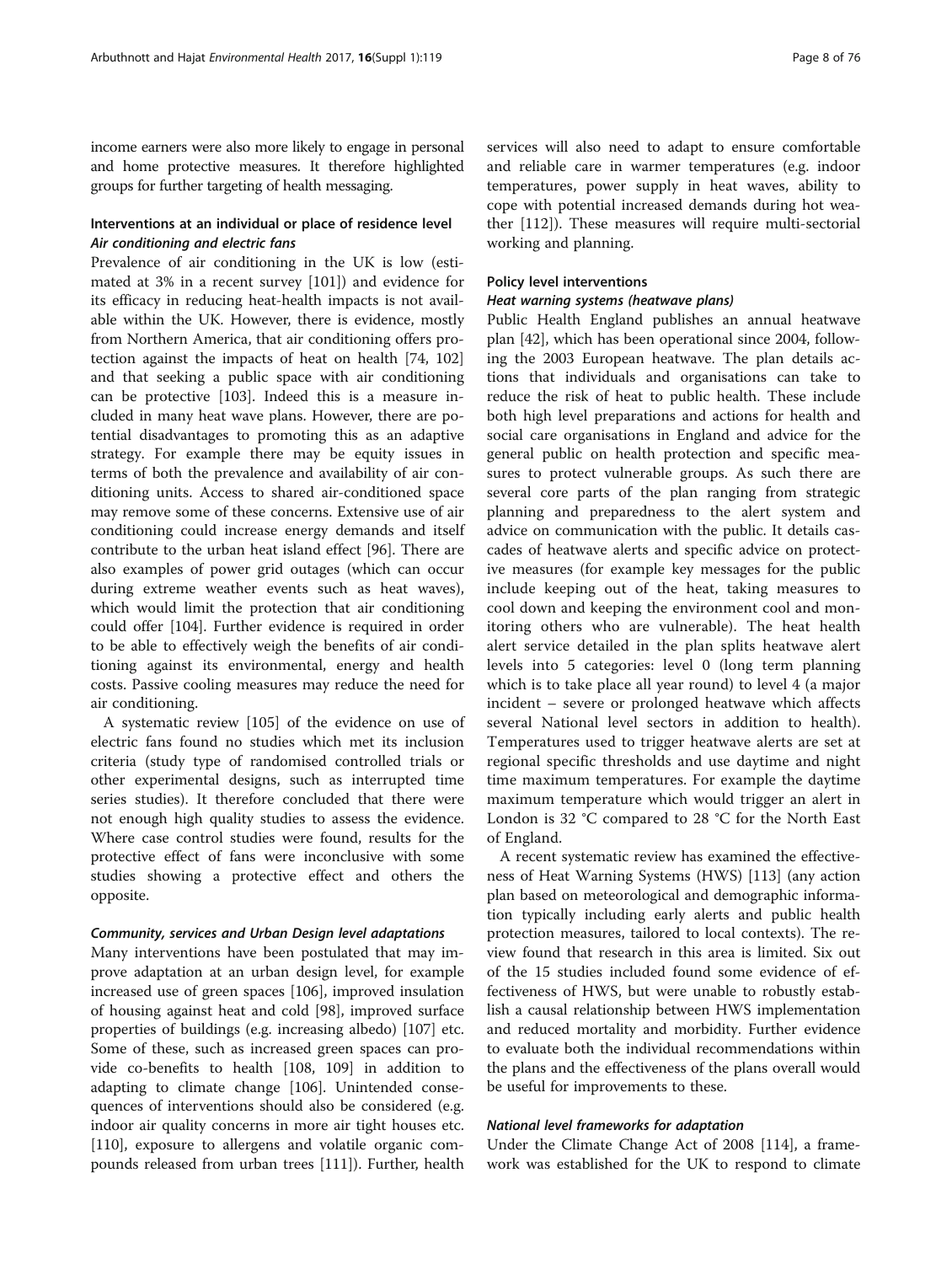income earners were also more likely to engage in personal and home protective measures. It therefore highlighted groups for further targeting of health messaging.

### Interventions at an individual or place of residence level

#### *Air conditioning and electric fans*

Prevalence of air conditioning in the UK is low (estimated at 3% in a recent survey [101]) and evidence for its efficacy in reducing heat-health impacts is not available within the UK. However, there is evidence, mostly from Northern America, that air conditioning offers protection against the impacts of heat on health [74, 102] and that seeking a public space with air conditioning can be protective [103]. Indeed this is a measure included in many heat wave plans. However, there are potential disadvantages to promoting this as an adaptive strategy. For example there may be equity issues in terms of both the prevalence and availability of air conditioning units. Access to shared air-conditioned space may remove some of these concerns. Extensive use of air conditioning could increase energy demands and itself contribute to the urban heat island effect [96]. There are also examples of power grid outages (which can occur during extreme weather events such as heat waves), which would limit the protection that air conditioning could offer [104]. Further evidence is required in order to be able to effectively weigh the benefits of air conditioning against its environmental, energy and health costs. Passive cooling measures may reduce the need for air conditioning.

A systematic review [105] of the evidence on use of electric fans found no studies which met its inclusion criteria (study type of randomised controlled trials or other experimental designs, such as interrupted time series studies). It therefore concluded that there were not enough high quality studies to assess the evidence. Where case control studies were found, results for the protective effect of fans were inconclusive with some studies showing a protective effect and others the opposite.

#### *Community, services and Urban Design level adaptations*

Many interventions have been postulated that may improve adaptation at an urban design level, for example increased use of green spaces [106], improved insulation of housing against heat and cold [98], improved surface properties of buildings (e.g. increasing albedo) [107] etc. Some of these, such as increased green spaces can provide co-benefits to health [108, 109] in addition to adapting to climate change [106]. Unintended consequences of interventions should also be considered (e.g. indoor air quality concerns in more air tight houses etc. [110], exposure to allergens and volatile organic compounds released from urban trees [111]). Further, health services will also need to adapt to ensure comfortable and reliable care in warmer temperatures (e.g. indoor temperatures, power supply in heat waves, ability to cope with potential increased demands during hot weather [112]). These measures will require multi-sectorial working and planning.

### Policy level interventions

#### *Heat warning systems (heatwave plans)*

Public Health England publishes an annual heatwave plan [42], which has been operational since 2004, following the 2003 European heatwave. The plan details actions that individuals and organisations can take to reduce the risk of heat to public health. These include both high level preparations and actions for health and social care organisations in England and advice for the general public on health protection and specific measures to protect vulnerable groups. As such there are several core parts of the plan ranging from strategic planning and preparedness to the alert system and advice on communication with the public. It details cascades of heatwave alerts and specific advice on protective measures (for example key messages for the public include keeping out of the heat, taking measures to cool down and keeping the environment cool and monitoring others who are vulnerable). The heat health alert service detailed in the plan splits heatwave alert levels into 5 categories: level 0 (long term planning which is to take place all year round) to level 4 (a major incident – severe or prolonged heatwave which affects several National level sectors in addition to health). Temperatures used to trigger heatwave alerts are set at regional specific thresholds and use daytime and night time maximum temperatures. For example the daytime maximum temperature which would trigger an alert in London is 32 °C compared to 28 °C for the North East of England.

A recent systematic review has examined the effectiveness of Heat Warning Systems (HWS) [113] (any action plan based on meteorological and demographic information typically including early alerts and public health protection measures, tailored to local contexts). The review found that research in this area is limited. Six out of the 15 studies included found some evidence of effectiveness of HWS, but were unable to robustly establish a causal relationship between HWS implementation and reduced mortality and morbidity. Further evidence to evaluate both the individual recommendations within the plans and the effectiveness of the plans overall would be useful for improvements to these.

#### *National level frameworks for adaptation*

Under the Climate Change Act of 2008 [114], a framework was established for the UK to respond to climate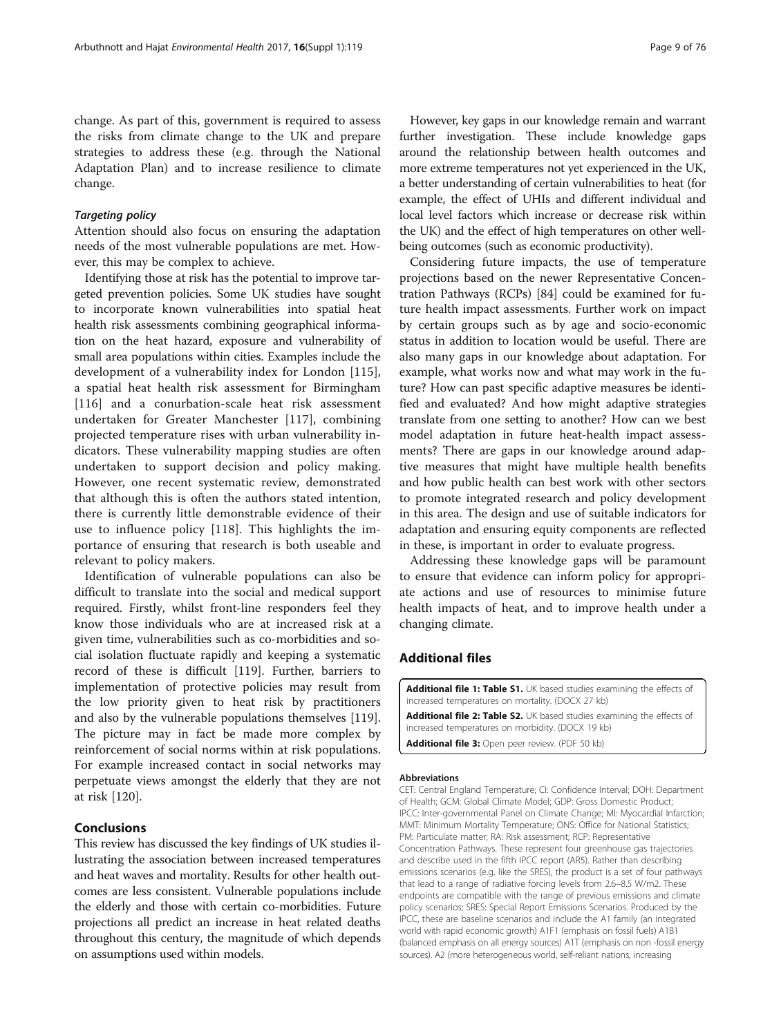change. As part of this, government is required to assess the risks from climate change to the UK and prepare strategies to address these (e.g. through the National Adaptation Plan) and to increase resilience to climate change.

#### *Targeting policy*

Attention should also focus on ensuring the adaptation needs of the most vulnerable populations are met. However, this may be complex to achieve.

Identifying those at risk has the potential to improve targeted prevention policies. Some UK studies have sought to incorporate known vulnerabilities into spatial heat health risk assessments combining geographical information on the heat hazard, exposure and vulnerability of small area populations within cities. Examples include the development of a vulnerability index for London [115], a spatial heat health risk assessment for Birmingham [116] and a conurbation-scale heat risk assessment undertaken for Greater Manchester [117], combining projected temperature rises with urban vulnerability indicators. These vulnerability mapping studies are often undertaken to support decision and policy making. However, one recent systematic review, demonstrated that although this is often the authors stated intention, there is currently little demonstrable evidence of their use to influence policy [118]. This highlights the importance of ensuring that research is both useable and relevant to policy makers.

Identification of vulnerable populations can also be difficult to translate into the social and medical support required. Firstly, whilst front-line responders feel they know those individuals who are at increased risk at a given time, vulnerabilities such as co-morbidities and social isolation fluctuate rapidly and keeping a systematic record of these is difficult [119]. Further, barriers to implementation of protective policies may result from the low priority given to heat risk by practitioners and also by the vulnerable populations themselves [119]. The picture may in fact be made more complex by reinforcement of social norms within at risk populations. For example increased contact in social networks may perpetuate views amongst the elderly that they are not at risk [120].

## Conclusions

This review has discussed the key findings of UK studies illustrating the association between increased temperatures and heat waves and mortality. Results for other health outcomes are less consistent. Vulnerable populations include the elderly and those with certain co-morbidities. Future projections all predict an increase in heat related deaths throughout this century, the magnitude of which depends on assumptions used within models.

However, key gaps in our knowledge remain and warrant further investigation. These include knowledge gaps around the relationship between health outcomes and more extreme temperatures not yet experienced in the UK, a better understanding of certain vulnerabilities to heat (for example, the effect of UHIs and different individual and local level factors which increase or decrease risk within the UK) and the effect of high temperatures on other wellbeing outcomes (such as economic productivity).

Considering future impacts, the use of temperature projections based on the newer Representative Concentration Pathways (RCPs) [84] could be examined for future health impact assessments. Further work on impact by certain groups such as by age and socio-economic status in addition to location would be useful. There are also many gaps in our knowledge about adaptation. For example, what works now and what may work in the future? How can past specific adaptive measures be identified and evaluated? And how might adaptive strategies translate from one setting to another? How can we best model adaptation in future heat-health impact assessments? There are gaps in our knowledge around adaptive measures that might have multiple health benefits and how public health can best work with other sectors to promote integrated research and policy development in this area. The design and use of suitable indicators for adaptation and ensuring equity components are reflected in these, is important in order to evaluate progress.

Addressing these knowledge gaps will be paramount to ensure that evidence can inform policy for appropriate actions and use of resources to minimise future health impacts of heat, and to improve health under a changing climate.

## Additional files

**Additional file 1: Table S1.** UK based studies examining the effects of increased temperatures on mortality. (DOCX 27 kb)

**Additional file 2: Table S2.** UK based studies examining the effects of increased temperatures on morbidity. (DOCX 19 kb)

**Additional file 3:** Open peer review. (PDF 50 kb)

#### Abbreviations

CET: Central England Temperature; CI: Confidence Interval; DOH: Department of Health; GCM: Global Climate Model; GDP: Gross Domestic Product; IPCC: Inter-governmental Panel on Climate Change; MI: Myocardial Infarction; MMT: Minimum Mortality Temperature; ONS: Office for National Statistics; PM: Particulate matter; RA: Risk assessment; RCP: Representative Concentration Pathways. These represent four greenhouse gas trajectories and describe used in the fifth IPCC report (AR5). Rather than describing emissions scenarios (e.g. like the SRES), the product is a set of four pathways that lead to a range of radiative forcing levels from 2.6–8.5 W/m2. These endpoints are compatible with the range of previous emissions and climate policy scenarios; SRES: Special Report Emissions Scenarios. Produced by the IPCC, these are baseline scenarios and include the A1 family (an integrated world with rapid economic growth) A1F1 (emphasis on fossil fuels) A1B1 (balanced emphasis on all energy sources) A1T (emphasis on non -fossil energy sources). A2 (more heterogeneous world, self-reliant nations, increasing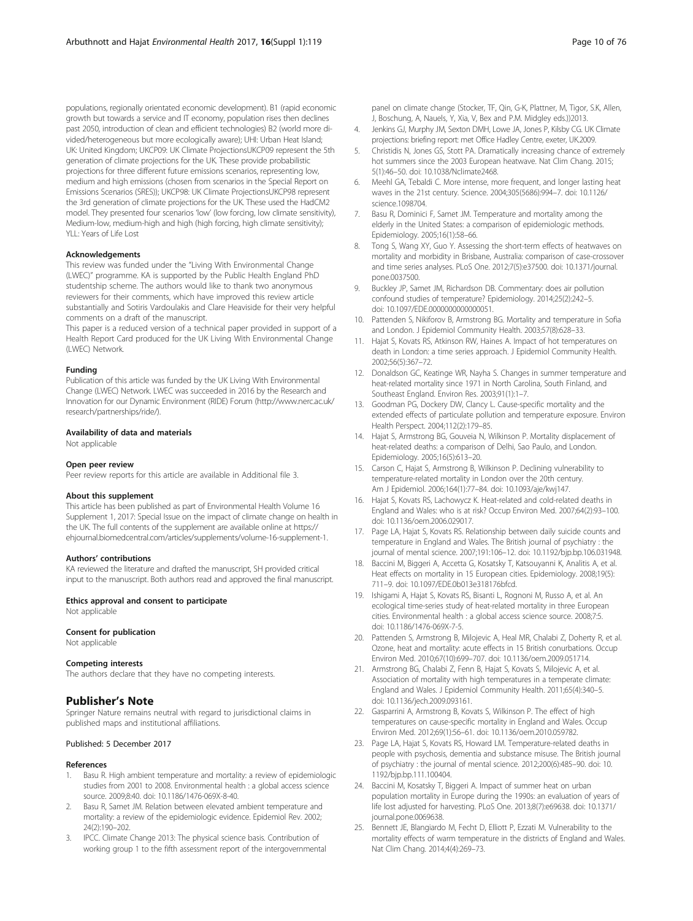populations, regionally orientated economic development). B1 (rapid economic growth but towards a service and IT economy, population rises then declines past 2050, introduction of clean and efficient technologies) B2 (world more divided/heterogeneous but more ecologically aware); UHI: Urban Heat Island; UK: United Kingdom; UKCP09: UK Climate ProjectionsUKCP09 represent the 5th generation of climate projections for the UK. These provide probabilistic projections for three different future emissions scenarios, representing low, medium and high emissions (chosen from scenarios in the Special Report on Emissions Scenarios (SRES)); UKCP98: UK Climate ProjectionsUKCP98 represent the 3rd generation of climate projections for the UK. These used the HadCM2 model. They presented four scenarios 'low' (low forcing, low climate sensitivity), Medium-low, medium-high and high (high forcing, high climate sensitivity); YLL: Years of Life Lost

#### Acknowledgements

This review was funded under the "Living With Environmental Change (LWEC)" programme. KA is supported by the Public Health England PhD studentship scheme. The authors would like to thank two anonymous reviewers for their comments, which have improved this review article substantially and Sotiris Vardoulakis and Clare Heaviside for their very helpful comments on a draft of the manuscript.

This paper is a reduced version of a technical paper provided in support of a Health Report Card produced for the UK Living With Environmental Change (LWEC) Network.

#### Funding

Publication of this article was funded by the UK Living With Environmental Change (LWEC) Network. LWEC was succeeded in 2016 by the Research and Innovation for our Dynamic Environment (RIDE) Forum (http://www.nerc.ac.uk/research/partnerships/ride/).

#### Availability of data and materials

Not applicable

#### Open peer review

Peer review reports for this article are available in Additional file 3.

#### About this supplement

This article has been published as part of Environmental Health Volume 16 Supplement 1, 2017: Special Issue on the impact of climate change on health in the UK. The full contents of the supplement are available online at https://ehjournal.biomedcentral.com/articles/supplements/volume-16-supplement-1.

#### Authors' contributions

KA reviewed the literature and drafted the manuscript, SH provided critical input to the manuscript. Both authors read and approved the final manuscript.

#### Ethics approval and consent to participate

Not applicable

#### Consent for publication

Not applicable

#### Competing interests

The authors declare that they have no competing interests.

## Publisher's Note

Springer Nature remains neutral with regard to jurisdictional claims in published maps and institutional affiliations.

Published: 5 December 2017

#### References

1. Basu R. High ambient temperature and mortality: a review of epidemiologic studies from 2001 to 2008. Environmental health : a global access science source. 2009;8:40. doi: 10.1186/1476-069X-8-40.
2. Basu R, Samet JM. Relation between elevated ambient temperature and mortality: a review of the epidemiologic evidence. Epidemiol Rev. 2002; 24(2):190–202.
3. IPCC. Climate Change 2013: The physical science basis. Contribution of working group 1 to the fifth assessment report of the intergovernmental panel on climate change (Stocker, TF, Qin, G-K, Plattner, M, Tigor, S.K, Allen, J, Boschung, A, Nauels, Y, Xia, V, Bex and P.M. Midgley eds.))2013.
4. Jenkins GJ, Murphy JM, Sexton DMH, Lowe JA, Jones P, Kilsby CG. UK Climate projections: briefing report: met Office Hadley Centre, exeter, UK.2009.
5. Christidis N, Jones GS, Stott PA. Dramatically increasing chance of extremely hot summers since the 2003 European heatwave. Nat Clim Chang. 2015; 5(1):46–50. doi: 10.1038/Nclimate2468.
6. Meehl GA, Tebaldi C. More intense, more frequent, and longer lasting heat waves in the 21st century. Science. 2004;305(5686):994–7. doi: 10.1126/science.1098704.
7. Basu R, Dominici F, Samet JM. Temperature and mortality among the elderly in the United States: a comparison of epidemiologic methods. Epidemiology. 2005;16(1):58–66.
8. Tong S, Wang XY, Guo Y. Assessing the short-term effects of heatwaves on mortality and morbidity in Brisbane, Australia: comparison of case-crossover and time series analyses. PLoS One. 2012;7(5):e37500. doi: 10.1371/journal.pone.0037500.
9. Buckley JP, Samet JM, Richardson DB. Commentary: does air pollution confound studies of temperature? Epidemiology. 2014;25(2):242–5. doi: 10.1097/EDE.0000000000000051.
10. Pattenden S, Nikiforov B, Armstrong BG. Mortality and temperature in Sofia and London. J Epidemiol Community Health. 2003;57(8):628–33.
11. Hajat S, Kovats RS, Atkinson RW, Haines A. Impact of hot temperatures on death in London: a time series approach. J Epidemiol Community Health. 2002;56(5):367–72.
12. Donaldson GC, Keatinge WR, Nayha S. Changes in summer temperature and heat-related mortality since 1971 in North Carolina, South Finland, and Southeast England. Environ Res. 2003;91(1):1–7.
13. Goodman PG, Dockery DW, Clancy L. Cause-specific mortality and the extended effects of particulate pollution and temperature exposure. Environ Health Perspect. 2004;112(2):179–85.
14. Hajat S, Armstrong BG, Gouveia N, Wilkinson P. Mortality displacement of heat-related deaths: a comparison of Delhi, Sao Paulo, and London. Epidemiology. 2005;16(5):613–20.
15. Carson C, Hajat S, Armstrong B, Wilkinson P. Declining vulnerability to temperature-related mortality in London over the 20th century. Am J Epidemiol. 2006;164(1):77–84. doi: 10.1093/aje/kwj147.
16. Hajat S, Kovats RS, Lachowycz K. Heat-related and cold-related deaths in England and Wales: who is at risk? Occup Environ Med. 2007;64(2):93–100. doi: 10.1136/oem.2006.029017.
17. Page LA, Hajat S, Kovats RS. Relationship between daily suicide counts and temperature in England and Wales. The British journal of psychiatry : the journal of mental science. 2007;191:106–12. doi: 10.1192/bjp.bp.106.031948.
18. Baccini M, Biggeri A, Accetta G, Kosatsky T, Katsouyanni K, Analitis A, et al. Heat effects on mortality in 15 European cities. Epidemiology. 2008;19(5): 711–9. doi: 10.1097/EDE.0b013e318176bfcd.
19. Ishigami A, Hajat S, Kovats RS, Bisanti L, Rognoni M, Russo A, et al. An ecological time-series study of heat-related mortality in three European cities. Environmental health : a global access science source. 2008;7:5. doi: 10.1186/1476-069X-7-5.
20. Pattenden S, Armstrong B, Milojevic A, Heal MR, Chalabi Z, Doherty R, et al. Ozone, heat and mortality: acute effects in 15 British conurbations. Occup Environ Med. 2010;67(10):699–707. doi: 10.1136/oem.2009.051714.
21. Armstrong BG, Chalabi Z, Fenn B, Hajat S, Kovats S, Milojevic A, et al. Association of mortality with high temperatures in a temperate climate: England and Wales. J Epidemiol Community Health. 2011;65(4):340–5. doi: 10.1136/jech.2009.093161.
22. Gasparrini A, Armstrong B, Kovats S, Wilkinson P. The effect of high temperatures on cause-specific mortality in England and Wales. Occup Environ Med. 2012;69(1):56–61. doi: 10.1136/oem.2010.059782.
23. Page LA, Hajat S, Kovats RS, Howard LM. Temperature-related deaths in people with psychosis, dementia and substance misuse. The British journal of psychiatry : the journal of mental science. 2012;200(6):485–90. doi: 10.1192/bjp.bp.111.100404.
24. Baccini M, Kosatsky T, Biggeri A. Impact of summer heat on urban population mortality in Europe during the 1990s: an evaluation of years of life lost adjusted for harvesting. PLoS One. 2013;8(7):e69638. doi: 10.1371/journal.pone.0069638.
25. Bennett JE, Blangiardo M, Fecht D, Elliott P, Ezzati M. Vulnerability to the mortality effects of warm temperature in the districts of England and Wales. Nat Clim Chang. 2014;4(4):269–73.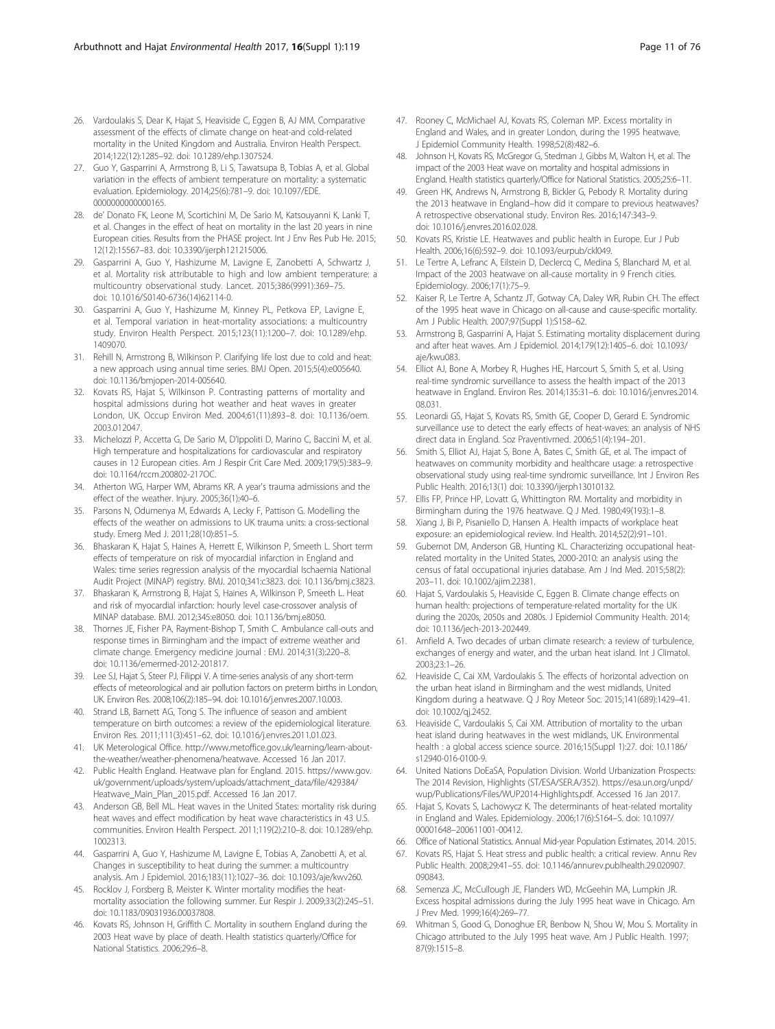26. Vardoulakis S, Dear K, Hajat S, Heaviside C, Eggen B, AJ MM. Comparative assessment of the effects of climate change on heat-and cold-related mortality in the United Kingdom and Australia. Environ Health Perspect. 2014;122(12):1285–92. doi: 10.1289/ehp.1307524.
27. Guo Y, Gasparrini A, Armstrong B, Li S, Tawatsupa B, Tobias A, et al. Global variation in the effects of ambient temperature on mortality: a systematic evaluation. Epidemiology. 2014;25(6):781–9. doi: 10.1097/EDE.0000000000000165.
28. de' Donato FK, Leone M, Scortichini M, De Sario M, Katsouyanni K, Lanki T, et al. Changes in the effect of heat on mortality in the last 20 years in nine European cities. Results from the PHASE project. Int J Env Res Pub He. 2015; 12(12):15567–83. doi: 10.3390/ijerph121215006.
29. Gasparrini A, Guo Y, Hashizume M, Lavigne E, Zanobetti A, Schwartz J, et al. Mortality risk attributable to high and low ambient temperature: a multicountry observational study. Lancet. 2015;386(9991):369–75. doi: 10.1016/S0140-6736(14)62114-0.
30. Gasparrini A, Guo Y, Hashizume M, Kinney PL, Petkova EP, Lavigne E, et al. Temporal variation in heat-mortality associations: a multicountry study. Environ Health Perspect. 2015;123(11):1200–7. doi: 10.1289/ehp.1409070.
31. Rehill N, Armstrong B, Wilkinson P. Clarifying life lost due to cold and heat: a new approach using annual time series. BMJ Open. 2015;5(4):e005640. doi: 10.1136/bmjopen-2014-005640.
32. Kovats RS, Hajat S, Wilkinson P. Contrasting patterns of mortality and hospital admissions during hot weather and heat waves in greater London, UK. Occup Environ Med. 2004;61(11):893–8. doi: 10.1136/oem.2003.012047.
33. Michelozzi P, Accetta G, De Sario M, D'Ippoliti D, Marino C, Baccini M, et al. High temperature and hospitalizations for cardiovascular and respiratory causes in 12 European cities. Am J Respir Crit Care Med. 2009;179(5):383–9. doi: 10.1164/rccm.200802-217OC.
34. Atherton WG, Harper WM, Abrams KR. A year's trauma admissions and the effect of the weather. Injury. 2005;36(1):40–6.
35. Parsons N, Odumenya M, Edwards A, Lecky F, Pattison G. Modelling the effects of the weather on admissions to UK trauma units: a cross-sectional study. Emerg Med J. 2011;28(10):851–5.
36. Bhaskaran K, Hajat S, Haines A, Herrett E, Wilkinson P, Smeeth L. Short term effects of temperature on risk of myocardial infarction in England and Wales: time series regression analysis of the myocardial Ischaemia National Audit Project (MINAP) registry. BMJ. 2010;341:c3823. doi: 10.1136/bmj.c3823.
37. Bhaskaran K, Armstrong B, Hajat S, Haines A, Wilkinson P, Smeeth L. Heat and risk of myocardial infarction: hourly level case-crossover analysis of MINAP database. BMJ. 2012;345:e8050. doi: 10.1136/bmj.e8050.
38. Thornes JE, Fisher PA, Rayment-Bishop T, Smith C. Ambulance call-outs and response times in Birmingham and the impact of extreme weather and climate change. Emergency medicine journal : EMJ. 2014;31(3):220–8. doi: 10.1136/emermed-2012-201817.
39. Lee SJ, Hajat S, Steer PJ, Filippi V. A time-series analysis of any short-term effects of meteorological and air pollution factors on preterm births in London, UK. Environ Res. 2008;106(2):185–94. doi: 10.1016/j.envres.2007.10.003.
40. Strand LB, Barnett AG, Tong S. The influence of season and ambient temperature on birth outcomes: a review of the epidemiological literature. Environ Res. 2011;111(3):451–62. doi: 10.1016/j.envres.2011.01.023.
41. UK Meterological Office. http://www.metoffice.gov.uk/learning/learn-about-the-weather/weather-phenomena/heatwave. Accessed 16 Jan 2017.
42. Public Health England. Heatwave plan for England. 2015. https://www.gov.uk/government/uploads/system/uploads/attachment_data/file/429384/Heatwave_Main_Plan_2015.pdf. Accessed 16 Jan 2017.
43. Anderson GB, Bell ML. Heat waves in the United States: mortality risk during heat waves and effect modification by heat wave characteristics in 43 U.S. communities. Environ Health Perspect. 2011;119(2):210–8. doi: 10.1289/ehp.1002313.
44. Gasparrini A, Guo Y, Hashizume M, Lavigne E, Tobias A, Zanobetti A, et al. Changes in susceptibility to heat during the summer: a multicountry analysis. Am J Epidemiol. 2016;183(11):1027–36. doi: 10.1093/aje/kwv260.
45. Rocklov J, Forsberg B, Meister K. Winter mortality modifies the heat-mortality association the following summer. Eur Respir J. 2009;33(2):245–51. doi: 10.1183/09031936.00037808.
46. Kovats RS, Johnson H, Griffith C. Mortality in southern England during the 2003 Heat wave by place of death. Health statistics quarterly/Office for National Statistics. 2006;29:6–8.
47. Rooney C, McMichael AJ, Kovats RS, Coleman MP. Excess mortality in England and Wales, and in greater London, during the 1995 heatwave. J Epidemiol Community Health. 1998;52(8):482–6.
48. Johnson H, Kovats RS, McGregor G, Stedman J, Gibbs M, Walton H, et al. The impact of the 2003 Heat wave on mortality and hospital admissions in England. Health statistics quarterly/Office for National Statistics. 2005;25:6–11.
49. Green HK, Andrews N, Armstrong B, Bickler G, Pebody R. Mortality during the 2013 heatwave in England–how did it compare to previous heatwaves? A retrospective observational study. Environ Res. 2016;147:343–9. doi: 10.1016/j.envres.2016.02.028.
50. Kovats RS, Kristie LE. Heatwaves and public health in Europe. Eur J Pub Health. 2006;16(6):592–9. doi: 10.1093/eurpub/ckl049.
51. Le Tertre A, Lefranc A, Eilstein D, Declercq C, Medina S, Blanchard M, et al. Impact of the 2003 heatwave on all-cause mortality in 9 French cities. Epidemiology. 2006;17(1):75–9.
52. Kaiser R, Le Tertre A, Schantz JT, Gotway CA, Daley WR, Rubin CH. The effect of the 1995 heat wave in Chicago on all-cause and cause-specific mortality. Am J Public Health. 2007;97(Suppl 1):S158–62.
53. Armstrong B, Gasparrini A, Hajat S. Estimating mortality displacement during and after heat waves. Am J Epidemiol. 2014;179(12):1405–6. doi: 10.1093/aje/kwu083.
54. Elliot AJ, Bone A, Morbey R, Hughes HE, Harcourt S, Smith S, et al. Using real-time syndromic surveillance to assess the health impact of the 2013 heatwave in England. Environ Res. 2014;135:31–6. doi: 10.1016/j.envres.2014.08.031.
55. Leonardi GS, Hajat S, Kovats RS, Smith GE, Cooper D, Gerard E. Syndromic surveillance use to detect the early effects of heat-waves: an analysis of NHS direct data in England. Soz Praventivmed. 2006;51(4):194–201.
56. Smith S, Elliot AJ, Hajat S, Bone A, Bates C, Smith GE, et al. The impact of heatwaves on community morbidity and healthcare usage: a retrospective observational study using real-time syndromic surveillance. Int J Environ Res Public Health. 2016;13(1) doi: 10.3390/ijerph13010132.
57. Ellis FP, Prince HP, Lovatt G, Whittington RM. Mortality and morbidity in Birmingham during the 1976 heatwave. Q J Med. 1980;49(193):1–8.
58. Xiang J, Bi P, Pisaniello D, Hansen A. Health impacts of workplace heat exposure: an epidemiological review. Ind Health. 2014;52(2):91–101.
59. Gubernot DM, Anderson GB, Hunting KL. Characterizing occupational heat-related mortality in the United States, 2000-2010: an analysis using the census of fatal occupational injuries database. Am J Ind Med. 2015;58(2): 203–11. doi: 10.1002/ajim.22381.
60. Hajat S, Vardoulakis S, Heaviside C, Eggen B. Climate change effects on human health: projections of temperature-related mortality for the UK during the 2020s, 2050s and 2080s. J Epidemiol Community Health. 2014; doi: 10.1136/jech-2013-202449.
61. Arnfield A. Two decades of urban climate research: a review of turbulence, exchanges of energy and water, and the urban heat island. Int J Climatol. 2003;23:1–26.
62. Heaviside C, Cai XM, Vardoulakis S. The effects of horizontal advection on the urban heat island in Birmingham and the west midlands, United Kingdom during a heatwave. Q J Roy Meteor Soc. 2015;141(689):1429–41. doi: 10.1002/qj.2452.
63. Heaviside C, Vardoulakis S, Cai XM. Attribution of mortality to the urban heat island during heatwaves in the west midlands, UK. Environmental health : a global access science source. 2016;15(Suppl 1):27. doi: 10.1186/s12940-016-0100-9.
64. United Nations DoEaSA, Population Division. World Urbanization Prospects: The 2014 Revision, Highlights (ST/ESA/SER.A/352). https://esa.un.org/unpd/wup/Publications/Files/WUP2014-Highlights.pdf. Accessed 16 Jan 2017.
65. Hajat S, Kovats S, Lachowycz K. The determinants of heat-related mortality in England and Wales. Epidemiology. 2006;17(6):S164–S. doi: 10.1097/00001648-200611001-00412.
66. Office of National Statistics. Annual Mid-year Population Estimates, 2014. 2015.
67. Kovats RS, Hajat S. Heat stress and public health: a critical review. Annu Rev Public Health. 2008;29:41–55. doi: 10.1146/annurev.publhealth.29.020907.090843.
68. Semenza JC, McCullough JE, Flanders WD, McGeehin MA, Lumpkin JR. Excess hospital admissions during the July 1995 heat wave in Chicago. Am J Prev Med. 1999;16(4):269–77.
69. Whitman S, Good G, Donoghue ER, Benbow N, Shou W, Mou S. Mortality in Chicago attributed to the July 1995 heat wave. Am J Public Health. 1997; 87(9):1515–8.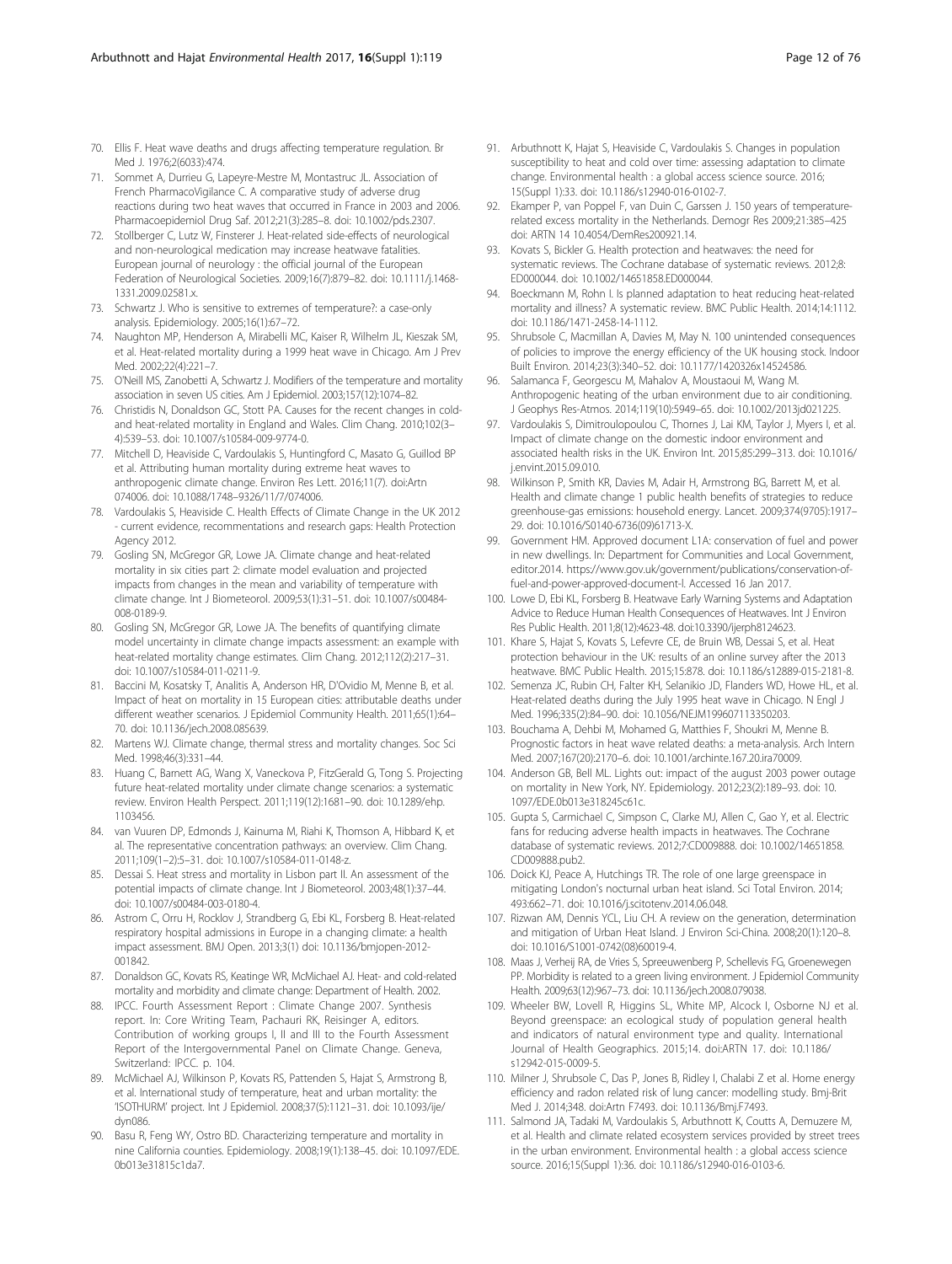70. Ellis F. Heat wave deaths and drugs affecting temperature regulation. Br Med J. 1976;2(6033):474.
71. Sommet A, Durrieu G, Lapeyre-Mestre M, Montastruc JL. Association of French PharmacoVigilance C. A comparative study of adverse drug reactions during two heat waves that occurred in France in 2003 and 2006. Pharmacoepidemiol Drug Saf. 2012;21(3):285–8. doi: 10.1002/pds.2307.
72. Stollberger C, Lutz W, Finsterer J. Heat-related side-effects of neurological and non-neurological medication may increase heatwave fatalities. European journal of neurology : the official journal of the European Federation of Neurological Societies. 2009;16(7):879–82. doi: 10.1111/j.1468-1331.2009.02581.x.
73. Schwartz J. Who is sensitive to extremes of temperature?: a case-only analysis. Epidemiology. 2005;16(1):67–72.
74. Naughton MP, Henderson A, Mirabelli MC, Kaiser R, Wilhelm JL, Kieszak SM, et al. Heat-related mortality during a 1999 heat wave in Chicago. Am J Prev Med. 2002;22(4):221–7.
75. O'Neill MS, Zanobetti A, Schwartz J. Modifiers of the temperature and mortality association in seven US cities. Am J Epidemiol. 2003;157(12):1074–82.
76. Christidis N, Donaldson GC, Stott PA. Causes for the recent changes in cold- and heat-related mortality in England and Wales. Clim Chang. 2010;102(3–4):539–53. doi: 10.1007/s10584-009-9774-0.
77. Mitchell D, Heaviside C, Vardoulakis S, Huntingford C, Masato G, Guillod BP et al. Attributing human mortality during extreme heat waves to anthropogenic climate change. Environ Res Lett. 2016;11(7). doi:Artn 074006. doi: 10.1088/1748–9326/11/7/074006.
78. Vardoulakis S, Heaviside C. Health Effects of Climate Change in the UK 2012 - current evidence, recommentations and research gaps: Health Protection Agency 2012.
79. Gosling SN, McGregor GR, Lowe JA. Climate change and heat-related mortality in six cities part 2: climate model evaluation and projected impacts from changes in the mean and variability of temperature with climate change. Int J Biometeorol. 2009;53(1):31–51. doi: 10.1007/s00484-008-0189-9.
80. Gosling SN, McGregor GR, Lowe JA. The benefits of quantifying climate model uncertainty in climate change impacts assessment: an example with heat-related mortality change estimates. Clim Chang. 2012;112(2):217–31. doi: 10.1007/s10584-011-0211-9.
81. Baccini M, Kosatsky T, Analitis A, Anderson HR, D'Ovidio M, Menne B, et al. Impact of heat on mortality in 15 European cities: attributable deaths under different weather scenarios. J Epidemiol Community Health. 2011;65(1):64–70. doi: 10.1136/jech.2008.085639.
82. Martens WJ. Climate change, thermal stress and mortality changes. Soc Sci Med. 1998;46(3):331–44.
83. Huang C, Barnett AG, Wang X, Vaneckova P, FitzGerald G, Tong S. Projecting future heat-related mortality under climate change scenarios: a systematic review. Environ Health Perspect. 2011;119(12):1681–90. doi: 10.1289/ehp.1103456.
84. van Vuuren DP, Edmonds J, Kainuma M, Riahi K, Thomson A, Hibbard K, et al. The representative concentration pathways: an overview. Clim Chang. 2011;109(1–2):5–31. doi: 10.1007/s10584-011-0148-z.
85. Dessai S. Heat stress and mortality in Lisbon part II. An assessment of the potential impacts of climate change. Int J Biometeorol. 2003;48(1):37–44. doi: 10.1007/s00484-003-0180-4.
86. Astrom C, Orru H, Rocklov J, Strandberg G, Ebi KL, Forsberg B. Heat-related respiratory hospital admissions in Europe in a changing climate: a health impact assessment. BMJ Open. 2013;3(1) doi: 10.1136/bmjopen-2012-001842.
87. Donaldson GC, Kovats RS, Keatinge WR, McMichael AJ. Heat- and cold-related mortality and morbidity and climate change: Department of Health. 2002.
88. IPCC. Fourth Assessment Report : Climate Change 2007. Synthesis report. In: Core Writing Team, Pachauri RK, Reisinger A, editors. Contribution of working groups I, II and III to the Fourth Assessment Report of the Intergovernmental Panel on Climate Change. Geneva, Switzerland: IPCC. p. 104.
89. McMichael AJ, Wilkinson P, Kovats RS, Pattenden S, Hajat S, Armstrong B, et al. International study of temperature, heat and urban mortality: the 'ISOTHURM' project. Int J Epidemiol. 2008;37(5):1121–31. doi: 10.1093/ije/dyn086.
90. Basu R, Feng WY, Ostro BD. Characterizing temperature and mortality in nine California counties. Epidemiology. 2008;19(1):138–45. doi: 10.1097/EDE.0b013e31815c1da7.
91. Arbuthnott K, Hajat S, Heaviside C, Vardoulakis S. Changes in population susceptibility to heat and cold over time: assessing adaptation to climate change. Environmental health : a global access science source. 2016; 15(Suppl 1):33. doi: 10.1186/s12940-016-0102-7.
92. Ekamper P, van Poppel F, van Duin C, Garssen J. 150 years of temperature-related excess mortality in the Netherlands. Demogr Res 2009;21:385–425 doi: ARTN 14 10.4054/DemRes200921.14.
93. Kovats S, Bickler G. Health protection and heatwaves: the need for systematic reviews. The Cochrane database of systematic reviews. 2012;8: ED000044. doi: 10.1002/14651858.ED000044.
94. Boeckmann M, Rohn I. Is planned adaptation to heat reducing heat-related mortality and illness? A systematic review. BMC Public Health. 2014;14:1112. doi: 10.1186/1471-2458-14-1112.
95. Shrubsole C, Macmillan A, Davies M, May N. 100 unintended consequences of policies to improve the energy efficiency of the UK housing stock. Indoor Built Environ. 2014;23(3):340–52. doi: 10.1177/1420326x14524586.
96. Salamanca F, Georgescu M, Mahalov A, Moustaoui M, Wang M. Anthropogenic heating of the urban environment due to air conditioning. J Geophys Res-Atmos. 2014;119(10):5949–65. doi: 10.1002/2013jd021225.
97. Vardoulakis S, Dimitroulopoulou C, Thornes J, Lai KM, Taylor J, Myers I, et al. Impact of climate change on the domestic indoor environment and associated health risks in the UK. Environ Int. 2015;85:299–313. doi: 10.1016/j.envint.2015.09.010.
98. Wilkinson P, Smith KR, Davies M, Adair H, Armstrong BG, Barrett M, et al. Health and climate change 1 public health benefits of strategies to reduce greenhouse-gas emissions: household energy. Lancet. 2009;374(9705):1917–29. doi: 10.1016/S0140-6736(09)61713-X.
99. Government HM. Approved document L1A: conservation of fuel and power in new dwellings. In: Department for Communities and Local Government, editor.2014. https://www.gov.uk/government/publications/conservation-of-fuel-and-power-approved-document-l. Accessed 16 Jan 2017.
100. Lowe D, Ebi KL, Forsberg B. Heatwave Early Warning Systems and Adaptation Advice to Reduce Human Health Consequences of Heatwaves. Int J Environ Res Public Health. 2011;8(12):4623-48. doi:10.3390/ijerph8124623.
101. Khare S, Hajat S, Kovats S, Lefevre CE, de Bruin WB, Dessai S, et al. Heat protection behaviour in the UK: results of an online survey after the 2013 heatwave. BMC Public Health. 2015;15:878. doi: 10.1186/s12889-015-2181-8.
102. Semenza JC, Rubin CH, Falter KH, Selanikio JD, Flanders WD, Howe HL, et al. Heat-related deaths during the July 1995 heat wave in Chicago. N Engl J Med. 1996;335(2):84–90. doi: 10.1056/NEJM199607113350203.
103. Bouchama A, Dehbi M, Mohamed G, Matthies F, Shoukri M, Menne B. Prognostic factors in heat wave related deaths: a meta-analysis. Arch Intern Med. 2007;167(20):2170–6. doi: 10.1001/archinte.167.20.ira70009.
104. Anderson GB, Bell ML. Lights out: impact of the august 2003 power outage on mortality in New York, NY. Epidemiology. 2012;23(2):189–93. doi: 10.1097/EDE.0b013e318245c61c.
105. Gupta S, Carmichael C, Simpson C, Clarke MJ, Allen C, Gao Y, et al. Electric fans for reducing adverse health impacts in heatwaves. The Cochrane database of systematic reviews. 2012;7:CD009888. doi: 10.1002/14651858.CD009888.pub2.
106. Doick KJ, Peace A, Hutchings TR. The role of one large greenspace in mitigating London's nocturnal urban heat island. Sci Total Environ. 2014; 493:662–71. doi: 10.1016/j.scitotenv.2014.06.048.
107. Rizwan AM, Dennis YCL, Liu CH. A review on the generation, determination and mitigation of Urban Heat Island. J Environ Sci-China. 2008;20(1):120–8. doi: 10.1016/S1001-0742(08)60019-4.
108. Maas J, Verheij RA, de Vries S, Spreeuwenberg P, Schellevis FG, Groenewegen PP. Morbidity is related to a green living environment. J Epidemiol Community Health. 2009;63(12):967–73. doi: 10.1136/jech.2008.079038.
109. Wheeler BW, Lovell R, Higgins SL, White MP, Alcock I, Osborne NJ et al. Beyond greenspace: an ecological study of population general health and indicators of natural environment type and quality. International Journal of Health Geographics. 2015;14. doi:ARTN 17. doi: 10.1186/s12942-015-0009-5.
110. Milner J, Shrubsole C, Das P, Jones B, Ridley I, Chalabi Z et al. Home energy efficiency and radon related risk of lung cancer: modelling study. Bmj-Brit Med J. 2014;348. doi:Artn F7493. doi: 10.1136/Bmj.F7493.
111. Salmond JA, Tadaki M, Vardoulakis S, Arbuthnott K, Coutts A, Demuzere M, et al. Health and climate related ecosystem services provided by street trees in the urban environment. Environmental health : a global access science source. 2016;15(Suppl 1):36. doi: 10.1186/s12940-016-0103-6.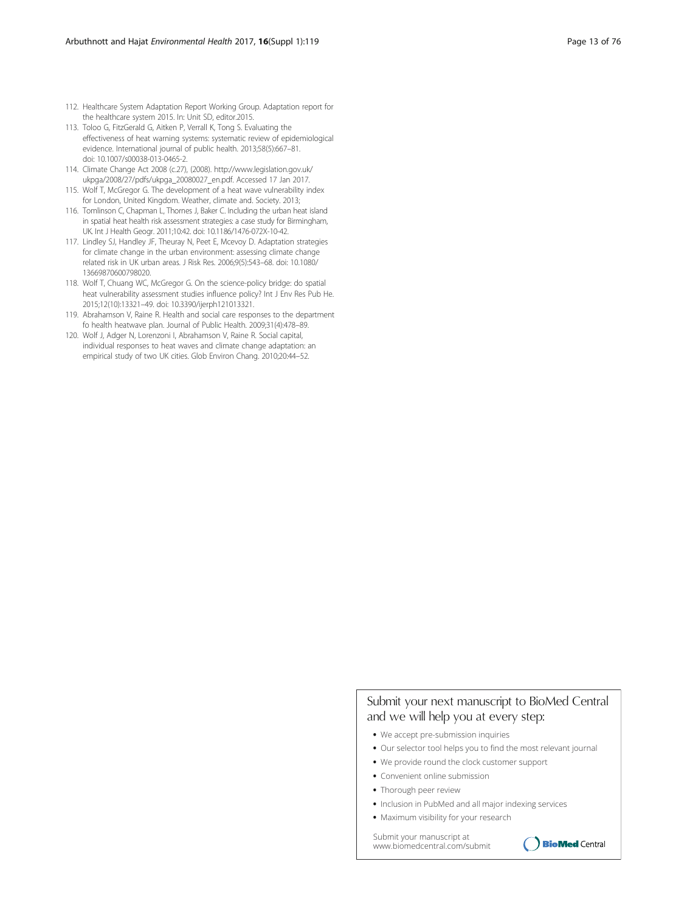112. Healthcare System Adaptation Report Working Group. Adaptation report for the healthcare system 2015. In: Unit SD, editor.2015.
113. Toloo G, FitzGerald G, Aitken P, Verrall K, Tong S. Evaluating the effectiveness of heat warning systems: systematic review of epidemiological evidence. International journal of public health. 2013;58(5):667–81. doi: 10.1007/s00038-013-0465-2.
114. Climate Change Act 2008 (c.27), (2008). http://www.legislation.gov.uk/ukpga/2008/27/pdfs/ukpga_20080027_en.pdf. Accessed 17 Jan 2017.
115. Wolf T, McGregor G. The development of a heat wave vulnerability index for London, United Kingdom. Weather, climate and. Society. 2013;
116. Tomlinson C, Chapman L, Thornes J, Baker C. Including the urban heat island in spatial heat health risk assessment strategies: a case study for Birmingham, UK. Int J Health Geogr. 2011;10:42. doi: 10.1186/1476-072X-10-42.
117. Lindley SJ, Handley JF, Theuray N, Peet E, Mcevoy D. Adaptation strategies for climate change in the urban environment: assessing climate change related risk in UK urban areas. J Risk Res. 2006;9(5):543–68. doi: 10.1080/13669870600798020.
118. Wolf T, Chuang WC, McGregor G. On the science-policy bridge: do spatial heat vulnerability assessment studies influence policy? Int J Env Res Pub He. 2015;12(10):13321–49. doi: 10.3390/ijerph121013321.
119. Abrahamson V, Raine R. Health and social care responses to the department fo health heatwave plan. Journal of Public Health. 2009;31(4):478–89.
120. Wolf J, Adger N, Lorenzoni I, Abrahamson V, Raine R. Social capital, individual responses to heat waves and climate change adaptation: an empirical study of two UK cities. Glob Environ Chang. 2010;20:44–52.

Submit your next manuscript to BioMed Central and we will help you at every step:

- We accept pre-submission inquiries
- Our selector tool helps you to find the most relevant journal
- We provide round the clock customer support
- Convenient online submission
- Thorough peer review
- Inclusion in PubMed and all major indexing services
- Maximum visibility for your research

Submit your manuscript at
www.biomedcentral.com/submit

BioMed Central